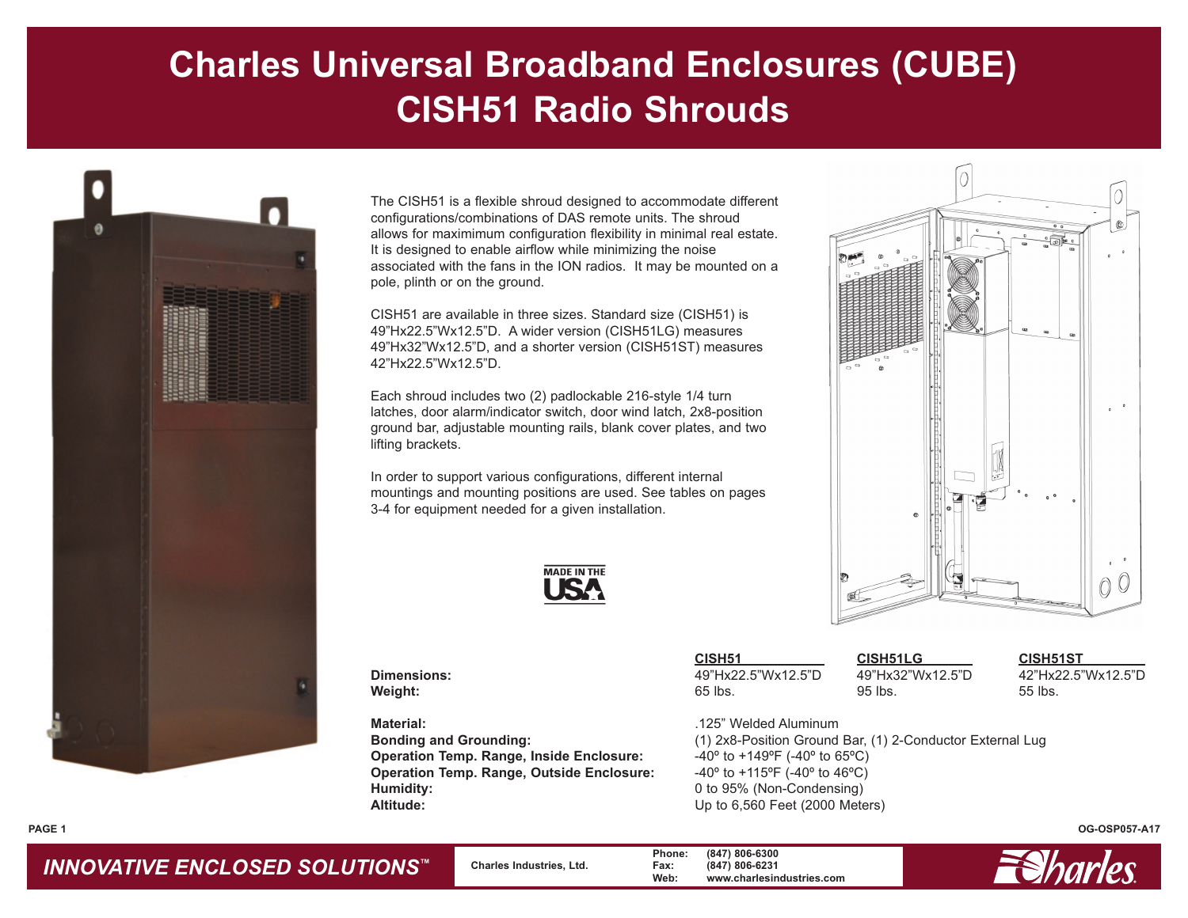# Charles Universal Broadband Enclosures (CUBE)
# CISH51 Radio Shrouds

The CISH51 is a flexible shroud designed to accommodate different configurations/combinations of DAS remote units. The shroud allows for maximimum configuration flexibility in minimal real estate. It is designed to enable airflow while minimizing the noise associated with the fans in the ION radios. It may be mounted on a pole, plinth or on the ground.

CISH51 are available in three sizes. Standard size (CISH51) is 49"Hx22.5"Wx12.5"D. A wider version (CISH51LG) measures 49"Hx32"Wx12.5"D, and a shorter version (CISH51ST) measures 42"Hx22.5"Wx12.5"D.

Each shroud includes two (2) padlockable 216-style 1/4 turn latches, door alarm/indicator switch, door wind latch, 2x8-position ground bar, adjustable mounting rails, blank cover plates, and two lifting brackets.

In order to support various configurations, different internal mountings and mounting positions are used. See tables on pages 3-4 for equipment needed for a given installation.

MADE IN THE USA

| | CISH51 | CISH51LG | CISH51ST |
|---|---|---|---|
| **Dimensions:** | 49"Hx22.5"Wx12.5"D | 49"Hx32"Wx12.5"D | 42"Hx22.5"Wx12.5"D |
| **Weight:** | 65 lbs. | 95 lbs. | 55 lbs. |

**Material:** .125" Welded Aluminum
**Bonding and Grounding:** (1) 2x8-Position Ground Bar, (1) 2-Conductor External Lug
**Operation Temp. Range, Inside Enclosure:** -40º to +149ºF (-40º to 65ºC)
**Operation Temp. Range, Outside Enclosure:** -40º to +115ºF (-40º to 46ºC)
**Humidity:** 0 to 95% (Non-Condensing)
**Altitude:** Up to 6,560 Feet (2000 Meters)

OG-OSP057-A17

*INNOVATIVE ENCLOSED SOLUTIONS™*

Charles Industries, Ltd.
Phone: (847) 806-6300
Fax: (847) 806-6231
Web: www.charlesindustries.com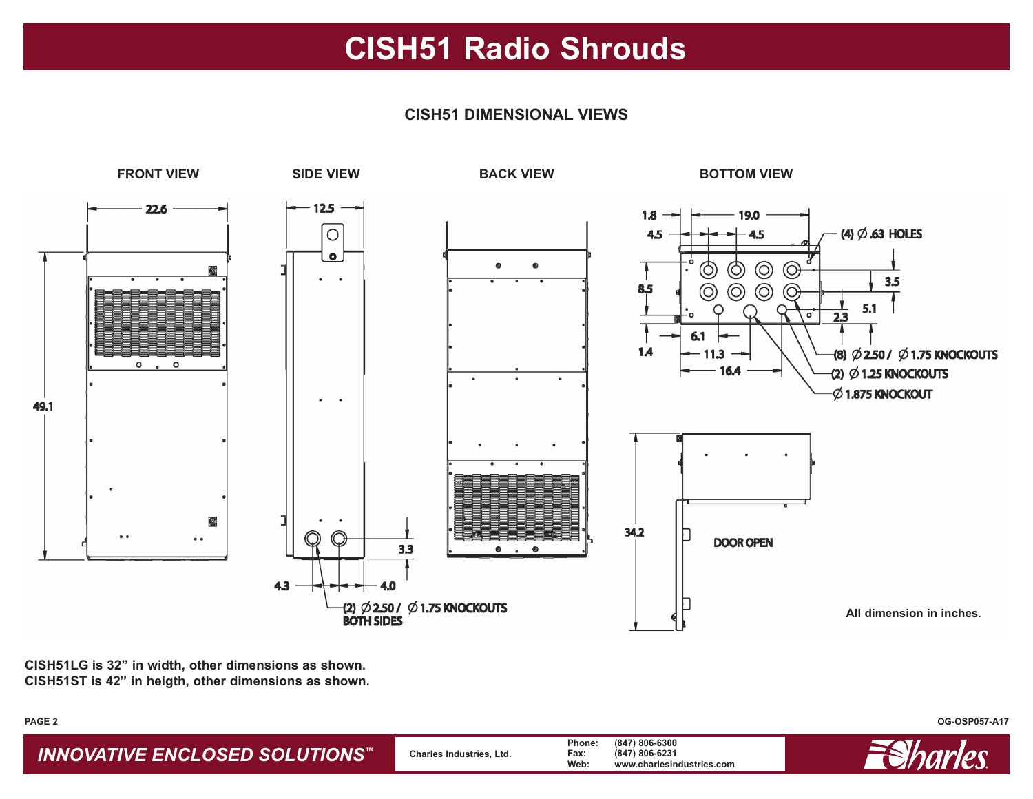# CISH51 Radio Shrouds

## CISH51 DIMENSIONAL VIEWS

FRONT VIEW

22.6

49.1

SIDE VIEW

12.5

3.3

4.3

4.0

(2) Ø 2.50 / Ø 1.75 KNOCKOUTS BOTH SIDES

BACK VIEW

BOTTOM VIEW

1.8

19.0

4.5

4.5

(4) Ø .63 HOLES

8.5

3.5

5.1

2.3

6.1

1.4

11.3

16.4

(8) Ø 2.50 / Ø 1.75 KNOCKOUTS

(2) Ø 1.25 KNOCKOUTS

Ø 1.875 KNOCKOUT

34.2

DOOR OPEN

All dimension in inches.

**CISH51LG is 32” in width, other dimensions as shown.**
**CISH51ST is 42” in heigth, other dimensions as shown.**

OG-OSP057-A17

*INNOVATIVE ENCLOSED SOLUTIONS™*

Charles Industries, Ltd.

Phone: (847) 806-6300
Fax: (847) 806-6231
Web: www.charlesindustries.com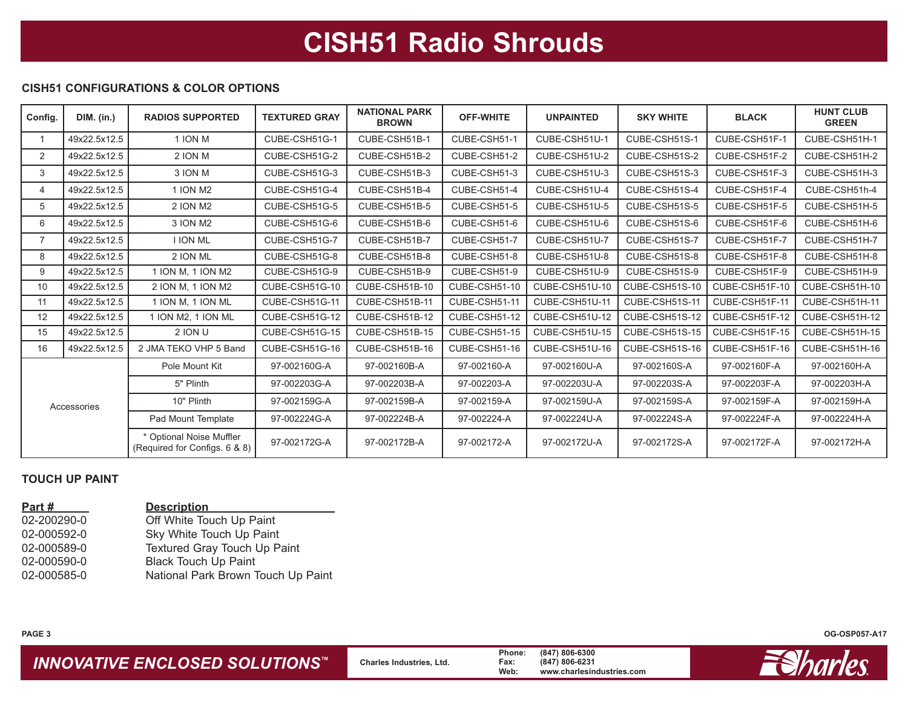# CISH51 Radio Shrouds

### CISH51 CONFIGURATIONS & COLOR OPTIONS

| Config. | DIM. (in.) | RADIOS SUPPORTED | TEXTURED GRAY | NATIONAL PARK BROWN | OFF-WHITE | UNPAINTED | SKY WHITE | BLACK | HUNT CLUB GREEN |
|---|---|---|---|---|---|---|---|---|---|
| 1 | 49x22.5x12.5 | 1 ION M | CUBE-CSH51G-1 | CUBE-CSH51B-1 | CUBE-CSH51-1 | CUBE-CSH51U-1 | CUBE-CSH51S-1 | CUBE-CSH51F-1 | CUBE-CSH51H-1 |
| 2 | 49x22.5x12.5 | 2 ION M | CUBE-CSH51G-2 | CUBE-CSH51B-2 | CUBE-CSH51-2 | CUBE-CSH51U-2 | CUBE-CSH51S-2 | CUBE-CSH51F-2 | CUBE-CSH51H-2 |
| 3 | 49x22.5x12.5 | 3 ION M | CUBE-CSH51G-3 | CUBE-CSH51B-3 | CUBE-CSH51-3 | CUBE-CSH51U-3 | CUBE-CSH51S-3 | CUBE-CSH51F-3 | CUBE-CSH51H-3 |
| 4 | 49x22.5x12.5 | 1 ION M2 | CUBE-CSH51G-4 | CUBE-CSH51B-4 | CUBE-CSH51-4 | CUBE-CSH51U-4 | CUBE-CSH51S-4 | CUBE-CSH51F-4 | CUBE-CSH51h-4 |
| 5 | 49x22.5x12.5 | 2 ION M2 | CUBE-CSH51G-5 | CUBE-CSH51B-5 | CUBE-CSH51-5 | CUBE-CSH51U-5 | CUBE-CSH51S-5 | CUBE-CSH51F-5 | CUBE-CSH51H-5 |
| 6 | 49x22.5x12.5 | 3 ION M2 | CUBE-CSH51G-6 | CUBE-CSH51B-6 | CUBE-CSH51-6 | CUBE-CSH51U-6 | CUBE-CSH51S-6 | CUBE-CSH51F-6 | CUBE-CSH51H-6 |
| 7 | 49x22.5x12.5 | I ION ML | CUBE-CSH51G-7 | CUBE-CSH51B-7 | CUBE-CSH51-7 | CUBE-CSH51U-7 | CUBE-CSH51S-7 | CUBE-CSH51F-7 | CUBE-CSH51H-7 |
| 8 | 49x22.5x12.5 | 2 ION ML | CUBE-CSH51G-8 | CUBE-CSH51B-8 | CUBE-CSH51-8 | CUBE-CSH51U-8 | CUBE-CSH51S-8 | CUBE-CSH51F-8 | CUBE-CSH51H-8 |
| 9 | 49x22.5x12.5 | 1 ION M, 1 ION M2 | CUBE-CSH51G-9 | CUBE-CSH51B-9 | CUBE-CSH51-9 | CUBE-CSH51U-9 | CUBE-CSH51S-9 | CUBE-CSH51F-9 | CUBE-CSH51H-9 |
| 10 | 49x22.5x12.5 | 2 ION M, 1 ION M2 | CUBE-CSH51G-10 | CUBE-CSH51B-10 | CUBE-CSH51-10 | CUBE-CSH51U-10 | CUBE-CSH51S-10 | CUBE-CSH51F-10 | CUBE-CSH51H-10 |
| 11 | 49x22.5x12.5 | 1 ION M, 1 ION ML | CUBE-CSH51G-11 | CUBE-CSH51B-11 | CUBE-CSH51-11 | CUBE-CSH51U-11 | CUBE-CSH51S-11 | CUBE-CSH51F-11 | CUBE-CSH51H-11 |
| 12 | 49x22.5x12.5 | 1 ION M2, 1 ION ML | CUBE-CSH51G-12 | CUBE-CSH51B-12 | CUBE-CSH51-12 | CUBE-CSH51U-12 | CUBE-CSH51S-12 | CUBE-CSH51F-12 | CUBE-CSH51H-12 |
| 15 | 49x22.5x12.5 | 2 ION U | CUBE-CSH51G-15 | CUBE-CSH51B-15 | CUBE-CSH51-15 | CUBE-CSH51U-15 | CUBE-CSH51S-15 | CUBE-CSH51F-15 | CUBE-CSH51H-15 |
| 16 | 49x22.5x12.5 | 2 JMA TEKO VHP 5 Band | CUBE-CSH51G-16 | CUBE-CSH51B-16 | CUBE-CSH51-16 | CUBE-CSH51U-16 | CUBE-CSH51S-16 | CUBE-CSH51F-16 | CUBE-CSH51H-16 |
| Accessories | | Pole Mount Kit | 97-002160G-A | 97-002160B-A | 97-002160-A | 97-002160U-A | 97-002160S-A | 97-002160F-A | 97-002160H-A |
| | | 5" Plinth | 97-002203G-A | 97-002203B-A | 97-002203-A | 97-002203U-A | 97-002203S-A | 97-002203F-A | 97-002203H-A |
| | | 10" Plinth | 97-002159G-A | 97-002159B-A | 97-002159-A | 97-002159U-A | 97-002159S-A | 97-002159F-A | 97-002159H-A |
| | | Pad Mount Template | 97-002224G-A | 97-002224B-A | 97-002224-A | 97-002224U-A | 97-002224S-A | 97-002224F-A | 97-002224H-A |
| | | * Optional Noise Muffler (Required for Configs. 6 & 8) | 97-002172G-A | 97-002172B-A | 97-002172-A | 97-002172U-A | 97-002172S-A | 97-002172F-A | 97-002172H-A |

### TOUCH UP PAINT

| Part # | Description |
|---|---|
| 02-200290-0 | Off White Touch Up Paint |
| 02-000592-0 | Sky White Touch Up Paint |
| 02-000589-0 | Textured Gray Touch Up Paint |
| 02-000590-0 | Black Touch Up Paint |
| 02-000585-0 | National Park Brown Touch Up Paint |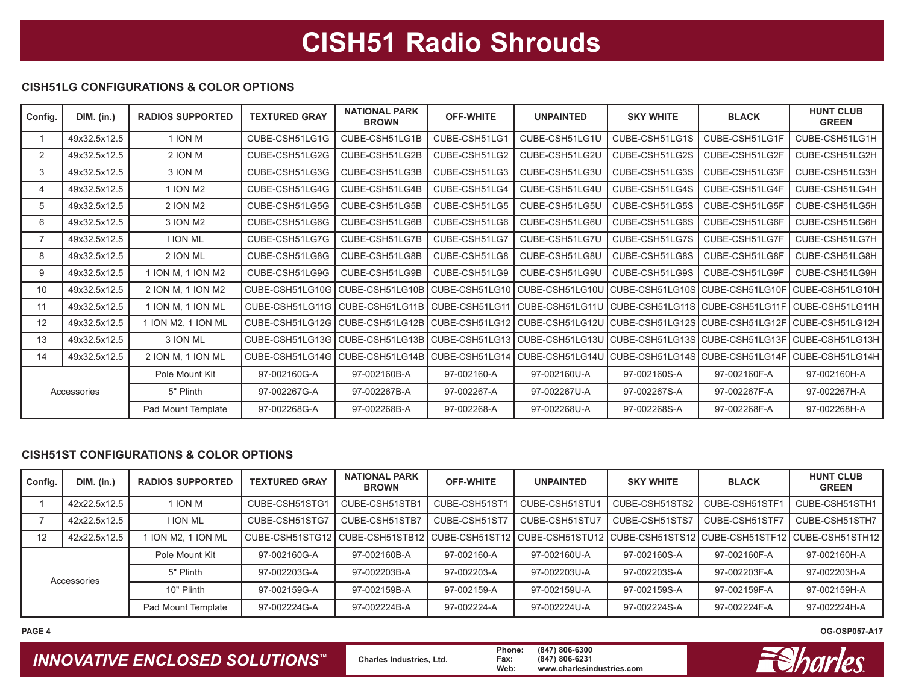# CISH51 Radio Shrouds

### CISH51LG CONFIGURATIONS & COLOR OPTIONS

| Config. | DIM. (in.) | RADIOS SUPPORTED | TEXTURED GRAY | NATIONAL PARK BROWN | OFF-WHITE | UNPAINTED | SKY WHITE | BLACK | HUNT CLUB GREEN |
|---|---|---|---|---|---|---|---|---|---|
| 1 | 49x32.5x12.5 | 1 ION M | CUBE-CSH51LG1G | CUBE-CSH51LG1B | CUBE-CSH51LG1 | CUBE-CSH51LG1U | CUBE-CSH51LG1S | CUBE-CSH51LG1F | CUBE-CSH51LG1H |
| 2 | 49x32.5x12.5 | 2 ION M | CUBE-CSH51LG2G | CUBE-CSH51LG2B | CUBE-CSH51LG2 | CUBE-CSH51LG2U | CUBE-CSH51LG2S | CUBE-CSH51LG2F | CUBE-CSH51LG2H |
| 3 | 49x32.5x12.5 | 3 ION M | CUBE-CSH51LG3G | CUBE-CSH51LG3B | CUBE-CSH51LG3 | CUBE-CSH51LG3U | CUBE-CSH51LG3S | CUBE-CSH51LG3F | CUBE-CSH51LG3H |
| 4 | 49x32.5x12.5 | 1 ION M2 | CUBE-CSH51LG4G | CUBE-CSH51LG4B | CUBE-CSH51LG4 | CUBE-CSH51LG4U | CUBE-CSH51LG4S | CUBE-CSH51LG4F | CUBE-CSH51LG4H |
| 5 | 49x32.5x12.5 | 2 ION M2 | CUBE-CSH51LG5G | CUBE-CSH51LG5B | CUBE-CSH51LG5 | CUBE-CSH51LG5U | CUBE-CSH51LG5S | CUBE-CSH51LG5F | CUBE-CSH51LG5H |
| 6 | 49x32.5x12.5 | 3 ION M2 | CUBE-CSH51LG6G | CUBE-CSH51LG6B | CUBE-CSH51LG6 | CUBE-CSH51LG6U | CUBE-CSH51LG6S | CUBE-CSH51LG6F | CUBE-CSH51LG6H |
| 7 | 49x32.5x12.5 | I ION ML | CUBE-CSH51LG7G | CUBE-CSH51LG7B | CUBE-CSH51LG7 | CUBE-CSH51LG7U | CUBE-CSH51LG7S | CUBE-CSH51LG7F | CUBE-CSH51LG7H |
| 8 | 49x32.5x12.5 | 2 ION ML | CUBE-CSH51LG8G | CUBE-CSH51LG8B | CUBE-CSH51LG8 | CUBE-CSH51LG8U | CUBE-CSH51LG8S | CUBE-CSH51LG8F | CUBE-CSH51LG8H |
| 9 | 49x32.5x12.5 | 1 ION M, 1 ION M2 | CUBE-CSH51LG9G | CUBE-CSH51LG9B | CUBE-CSH51LG9 | CUBE-CSH51LG9U | CUBE-CSH51LG9S | CUBE-CSH51LG9F | CUBE-CSH51LG9H |
| 10 | 49x32.5x12.5 | 2 ION M, 1 ION M2 | CUBE-CSH51LG10G | CUBE-CSH51LG10B | CUBE-CSH51LG10 | CUBE-CSH51LG10U | CUBE-CSH51LG10S | CUBE-CSH51LG10F | CUBE-CSH51LG10H |
| 11 | 49x32.5x12.5 | 1 ION M, 1 ION ML | CUBE-CSH51LG11G | CUBE-CSH51LG11B | CUBE-CSH51LG11 | CUBE-CSH51LG11U | CUBE-CSH51LG11S | CUBE-CSH51LG11F | CUBE-CSH51LG11H |
| 12 | 49x32.5x12.5 | 1 ION M2, 1 ION ML | CUBE-CSH51LG12G | CUBE-CSH51LG12B | CUBE-CSH51LG12 | CUBE-CSH51LG12U | CUBE-CSH51LG12S | CUBE-CSH51LG12F | CUBE-CSH51LG12H |
| 13 | 49x32.5x12.5 | 3 ION ML | CUBE-CSH51LG13G | CUBE-CSH51LG13B | CUBE-CSH51LG13 | CUBE-CSH51LG13U | CUBE-CSH51LG13S | CUBE-CSH51LG13F | CUBE-CSH51LG13H |
| 14 | 49x32.5x12.5 | 2 ION M, 1 ION ML | CUBE-CSH51LG14G | CUBE-CSH51LG14B | CUBE-CSH51LG14 | CUBE-CSH51LG14U | CUBE-CSH51LG14S | CUBE-CSH51LG14F | CUBE-CSH51LG14H |
| Accessories | | Pole Mount Kit | 97-002160G-A | 97-002160B-A | 97-002160-A | 97-002160U-A | 97-002160S-A | 97-002160F-A | 97-002160H-A |
| | | 5" Plinth | 97-002267G-A | 97-002267B-A | 97-002267-A | 97-002267U-A | 97-002267S-A | 97-002267F-A | 97-002267H-A |
| | | Pad Mount Template | 97-002268G-A | 97-002268B-A | 97-002268-A | 97-002268U-A | 97-002268S-A | 97-002268F-A | 97-002268H-A |

### CISH51ST CONFIGURATIONS & COLOR OPTIONS

| Config. | DIM. (in.) | RADIOS SUPPORTED | TEXTURED GRAY | NATIONAL PARK BROWN | OFF-WHITE | UNPAINTED | SKY WHITE | BLACK | HUNT CLUB GREEN |
|---|---|---|---|---|---|---|---|---|---|
| 1 | 42x22.5x12.5 | 1 ION M | CUBE-CSH51STG1 | CUBE-CSH51STB1 | CUBE-CSH51ST1 | CUBE-CSH51STU1 | CUBE-CSH51STS2 | CUBE-CSH51STF1 | CUBE-CSH51STH1 |
| 7 | 42x22.5x12.5 | I ION ML | CUBE-CSH51STG7 | CUBE-CSH51STB7 | CUBE-CSH51ST7 | CUBE-CSH51STU7 | CUBE-CSH51STS7 | CUBE-CSH51STF7 | CUBE-CSH51STH7 |
| 12 | 42x22.5x12.5 | 1 ION M2, 1 ION ML | CUBE-CSH51STG12 | CUBE-CSH51STB12 | CUBE-CSH51ST12 | CUBE-CSH51STU12 | CUBE-CSH51STS12 | CUBE-CSH51STF12 | CUBE-CSH51STH12 |
| Accessories | | Pole Mount Kit | 97-002160G-A | 97-002160B-A | 97-002160-A | 97-002160U-A | 97-002160S-A | 97-002160F-A | 97-002160H-A |
| | | 5" Plinth | 97-002203G-A | 97-002203B-A | 97-002203-A | 97-002203U-A | 97-002203S-A | 97-002203F-A | 97-002203H-A |
| | | 10" Plinth | 97-002159G-A | 97-002159B-A | 97-002159-A | 97-002159U-A | 97-002159S-A | 97-002159F-A | 97-002159H-A |
| | | Pad Mount Template | 97-002224G-A | 97-002224B-A | 97-002224-A | 97-002224U-A | 97-002224S-A | 97-002224F-A | 97-002224H-A |

OG-OSP057-A17

*INNOVATIVE ENCLOSED SOLUTIONS™*

Charles Industries, Ltd.

Phone: (847) 806-6300
Fax: (847) 806-6231
Web: www.charlesindustries.com